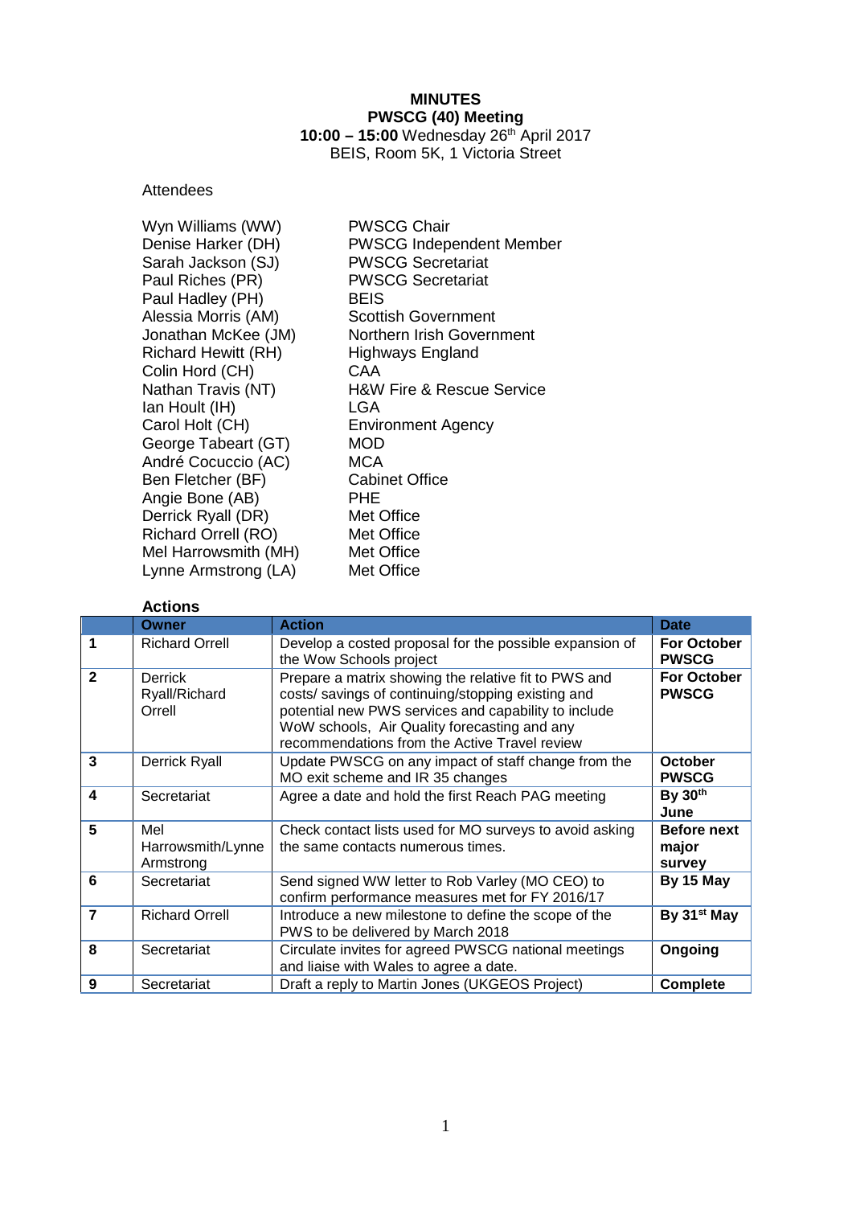**MINUTES**
**PWSCG (40) Meeting**
**10:00 – 15:00** Wednesday 26th April 2017
BEIS, Room 5K, 1 Victoria Street

Attendees

| | |
|---|---|
| Wyn Williams (WW) | PWSCG Chair |
| Denise Harker (DH) | PWSCG Independent Member |
| Sarah Jackson (SJ) | PWSCG Secretariat |
| Paul Riches (PR) | PWSCG Secretariat |
| Paul Hadley (PH) | BEIS |
| Alessia Morris (AM) | Scottish Government |
| Jonathan McKee (JM) | Northern Irish Government |
| Richard Hewitt (RH) | Highways England |
| Colin Hord (CH) | CAA |
| Nathan Travis (NT) | H&W Fire & Rescue Service |
| Ian Hoult (IH) | LGA |
| Carol Holt (CH) | Environment Agency |
| George Tabeart (GT) | MOD |
| André Cocuccio (AC) | MCA |
| Ben Fletcher (BF) | Cabinet Office |
| Angie Bone (AB) | PHE |
| Derrick Ryall (DR) | Met Office |
| Richard Orrell (RO) | Met Office |
| Mel Harrowsmith (MH) | Met Office |
| Lynne Armstrong (LA) | Met Office |

**Actions**

| | Owner | Action | Date |
|---|---|---|---|
| **1** | Richard Orrell | Develop a costed proposal for the possible expansion of the Wow Schools project | **For October PWSCG** |
| **2** | Derrick Ryall/Richard Orrell | Prepare a matrix showing the relative fit to PWS and costs/ savings of continuing/stopping existing and potential new PWS services and capability to include WoW schools, Air Quality forecasting and any recommendations from the Active Travel review | **For October PWSCG** |
| **3** | Derrick Ryall | Update PWSCG on any impact of staff change from the MO exit scheme and IR 35 changes | **October PWSCG** |
| **4** | Secretariat | Agree a date and hold the first Reach PAG meeting | **By 30th June** |
| **5** | Mel Harrowsmith/Lynne Armstrong | Check contact lists used for MO surveys to avoid asking the same contacts numerous times. | **Before next major survey** |
| **6** | Secretariat | Send signed WW letter to Rob Varley (MO CEO) to confirm performance measures met for FY 2016/17 | **By 15 May** |
| **7** | Richard Orrell | Introduce a new milestone to define the scope of the PWS to be delivered by March 2018 | **By 31st May** |
| **8** | Secretariat | Circulate invites for agreed PWSCG national meetings and liaise with Wales to agree a date. | **Ongoing** |
| **9** | Secretariat | Draft a reply to Martin Jones (UKGEOS Project) | **Complete** |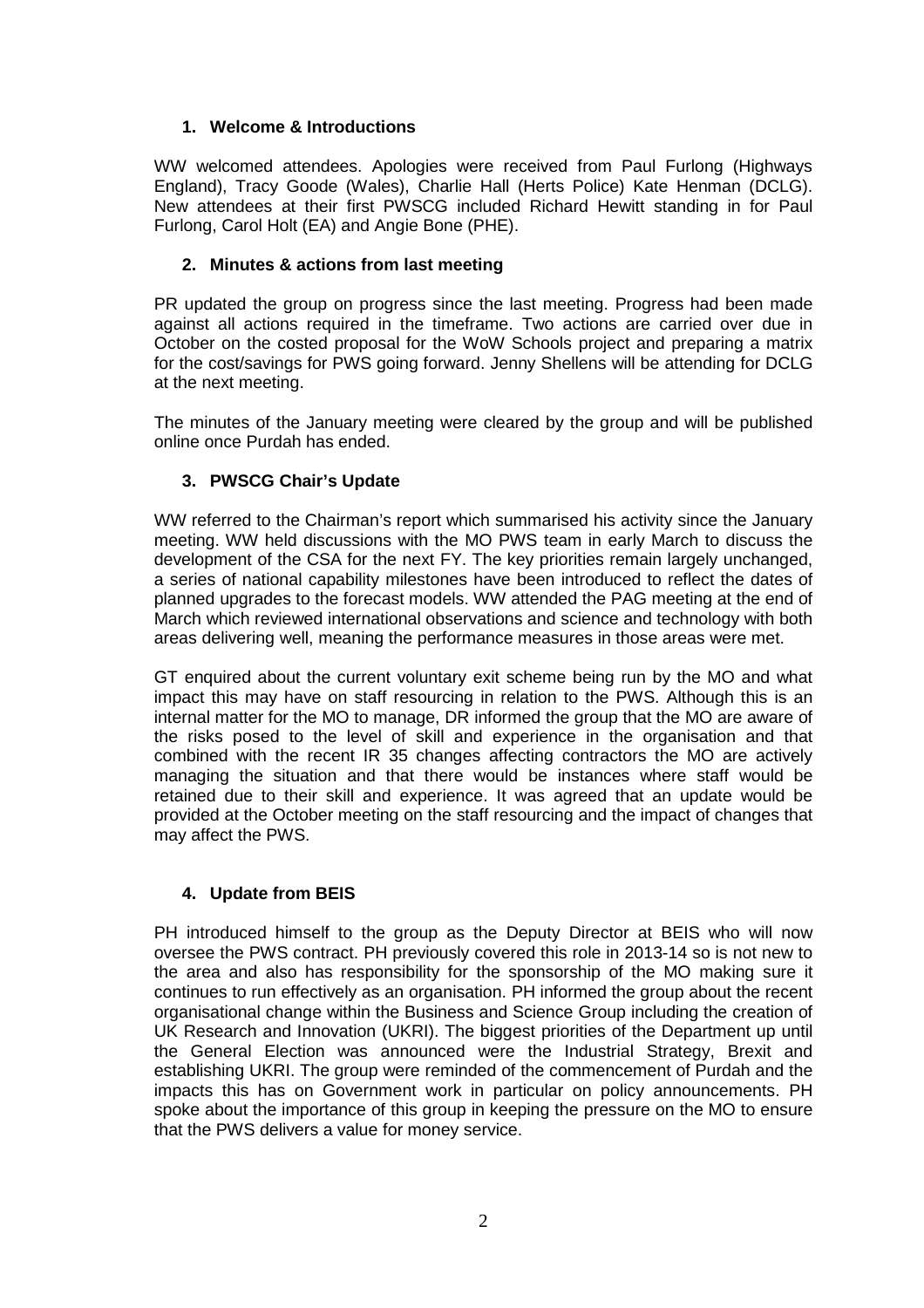## 1. Welcome & Introductions

WW welcomed attendees. Apologies were received from Paul Furlong (Highways England), Tracy Goode (Wales), Charlie Hall (Herts Police) Kate Henman (DCLG). New attendees at their first PWSCG included Richard Hewitt standing in for Paul Furlong, Carol Holt (EA) and Angie Bone (PHE).

## 2. Minutes & actions from last meeting

PR updated the group on progress since the last meeting. Progress had been made against all actions required in the timeframe. Two actions are carried over due in October on the costed proposal for the WoW Schools project and preparing a matrix for the cost/savings for PWS going forward. Jenny Shellens will be attending for DCLG at the next meeting.

The minutes of the January meeting were cleared by the group and will be published online once Purdah has ended.

## 3. PWSCG Chair's Update

WW referred to the Chairman's report which summarised his activity since the January meeting. WW held discussions with the MO PWS team in early March to discuss the development of the CSA for the next FY. The key priorities remain largely unchanged, a series of national capability milestones have been introduced to reflect the dates of planned upgrades to the forecast models. WW attended the PAG meeting at the end of March which reviewed international observations and science and technology with both areas delivering well, meaning the performance measures in those areas were met.

GT enquired about the current voluntary exit scheme being run by the MO and what impact this may have on staff resourcing in relation to the PWS. Although this is an internal matter for the MO to manage, DR informed the group that the MO are aware of the risks posed to the level of skill and experience in the organisation and that combined with the recent IR 35 changes affecting contractors the MO are actively managing the situation and that there would be instances where staff would be retained due to their skill and experience. It was agreed that an update would be provided at the October meeting on the staff resourcing and the impact of changes that may affect the PWS.

## 4. Update from BEIS

PH introduced himself to the group as the Deputy Director at BEIS who will now oversee the PWS contract. PH previously covered this role in 2013-14 so is not new to the area and also has responsibility for the sponsorship of the MO making sure it continues to run effectively as an organisation. PH informed the group about the recent organisational change within the Business and Science Group including the creation of UK Research and Innovation (UKRI). The biggest priorities of the Department up until the General Election was announced were the Industrial Strategy, Brexit and establishing UKRI. The group were reminded of the commencement of Purdah and the impacts this has on Government work in particular on policy announcements. PH spoke about the importance of this group in keeping the pressure on the MO to ensure that the PWS delivers a value for money service.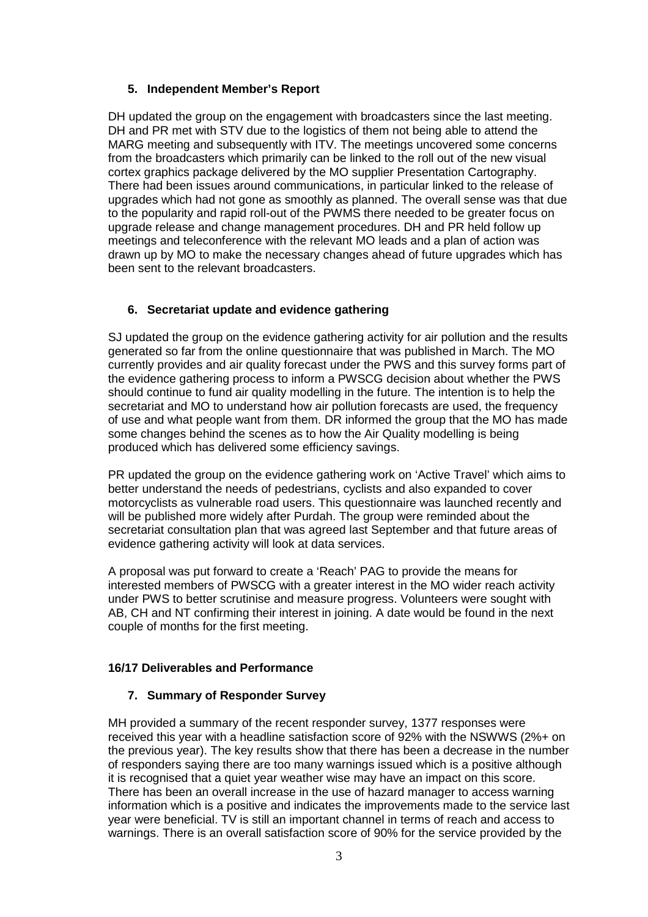## 5. Independent Member's Report

DH updated the group on the engagement with broadcasters since the last meeting. DH and PR met with STV due to the logistics of them not being able to attend the MARG meeting and subsequently with ITV. The meetings uncovered some concerns from the broadcasters which primarily can be linked to the roll out of the new visual cortex graphics package delivered by the MO supplier Presentation Cartography. There had been issues around communications, in particular linked to the release of upgrades which had not gone as smoothly as planned. The overall sense was that due to the popularity and rapid roll-out of the PWMS there needed to be greater focus on upgrade release and change management procedures. DH and PR held follow up meetings and teleconference with the relevant MO leads and a plan of action was drawn up by MO to make the necessary changes ahead of future upgrades which has been sent to the relevant broadcasters.

## 6. Secretariat update and evidence gathering

SJ updated the group on the evidence gathering activity for air pollution and the results generated so far from the online questionnaire that was published in March. The MO currently provides and air quality forecast under the PWS and this survey forms part of the evidence gathering process to inform a PWSCG decision about whether the PWS should continue to fund air quality modelling in the future. The intention is to help the secretariat and MO to understand how air pollution forecasts are used, the frequency of use and what people want from them. DR informed the group that the MO has made some changes behind the scenes as to how the Air Quality modelling is being produced which has delivered some efficiency savings.

PR updated the group on the evidence gathering work on 'Active Travel' which aims to better understand the needs of pedestrians, cyclists and also expanded to cover motorcyclists as vulnerable road users. This questionnaire was launched recently and will be published more widely after Purdah. The group were reminded about the secretariat consultation plan that was agreed last September and that future areas of evidence gathering activity will look at data services.

A proposal was put forward to create a 'Reach' PAG to provide the means for interested members of PWSCG with a greater interest in the MO wider reach activity under PWS to better scrutinise and measure progress. Volunteers were sought with AB, CH and NT confirming their interest in joining. A date would be found in the next couple of months for the first meeting.

### 16/17 Deliverables and Performance

## 7. Summary of Responder Survey

MH provided a summary of the recent responder survey, 1377 responses were received this year with a headline satisfaction score of 92% with the NSWWS (2%+ on the previous year). The key results show that there has been a decrease in the number of responders saying there are too many warnings issued which is a positive although it is recognised that a quiet year weather wise may have an impact on this score. There has been an overall increase in the use of hazard manager to access warning information which is a positive and indicates the improvements made to the service last year were beneficial. TV is still an important channel in terms of reach and access to warnings. There is an overall satisfaction score of 90% for the service provided by the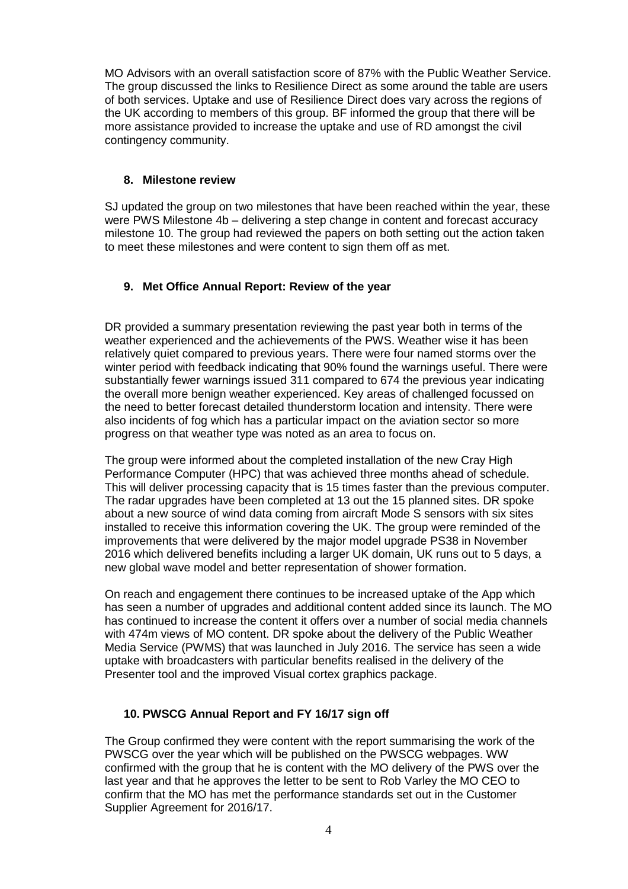MO Advisors with an overall satisfaction score of 87% with the Public Weather Service. The group discussed the links to Resilience Direct as some around the table are users of both services. Uptake and use of Resilience Direct does vary across the regions of the UK according to members of this group. BF informed the group that there will be more assistance provided to increase the uptake and use of RD amongst the civil contingency community.

## 8. Milestone review

SJ updated the group on two milestones that have been reached within the year, these were PWS Milestone 4b – delivering a step change in content and forecast accuracy milestone 10. The group had reviewed the papers on both setting out the action taken to meet these milestones and were content to sign them off as met.

## 9. Met Office Annual Report: Review of the year

DR provided a summary presentation reviewing the past year both in terms of the weather experienced and the achievements of the PWS. Weather wise it has been relatively quiet compared to previous years. There were four named storms over the winter period with feedback indicating that 90% found the warnings useful. There were substantially fewer warnings issued 311 compared to 674 the previous year indicating the overall more benign weather experienced. Key areas of challenged focussed on the need to better forecast detailed thunderstorm location and intensity. There were also incidents of fog which has a particular impact on the aviation sector so more progress on that weather type was noted as an area to focus on.

The group were informed about the completed installation of the new Cray High Performance Computer (HPC) that was achieved three months ahead of schedule. This will deliver processing capacity that is 15 times faster than the previous computer. The radar upgrades have been completed at 13 out the 15 planned sites. DR spoke about a new source of wind data coming from aircraft Mode S sensors with six sites installed to receive this information covering the UK. The group were reminded of the improvements that were delivered by the major model upgrade PS38 in November 2016 which delivered benefits including a larger UK domain, UK runs out to 5 days, a new global wave model and better representation of shower formation.

On reach and engagement there continues to be increased uptake of the App which has seen a number of upgrades and additional content added since its launch. The MO has continued to increase the content it offers over a number of social media channels with 474m views of MO content. DR spoke about the delivery of the Public Weather Media Service (PWMS) that was launched in July 2016. The service has seen a wide uptake with broadcasters with particular benefits realised in the delivery of the Presenter tool and the improved Visual cortex graphics package.

## 10. PWSCG Annual Report and FY 16/17 sign off

The Group confirmed they were content with the report summarising the work of the PWSCG over the year which will be published on the PWSCG webpages. WW confirmed with the group that he is content with the MO delivery of the PWS over the last year and that he approves the letter to be sent to Rob Varley the MO CEO to confirm that the MO has met the performance standards set out in the Customer Supplier Agreement for 2016/17.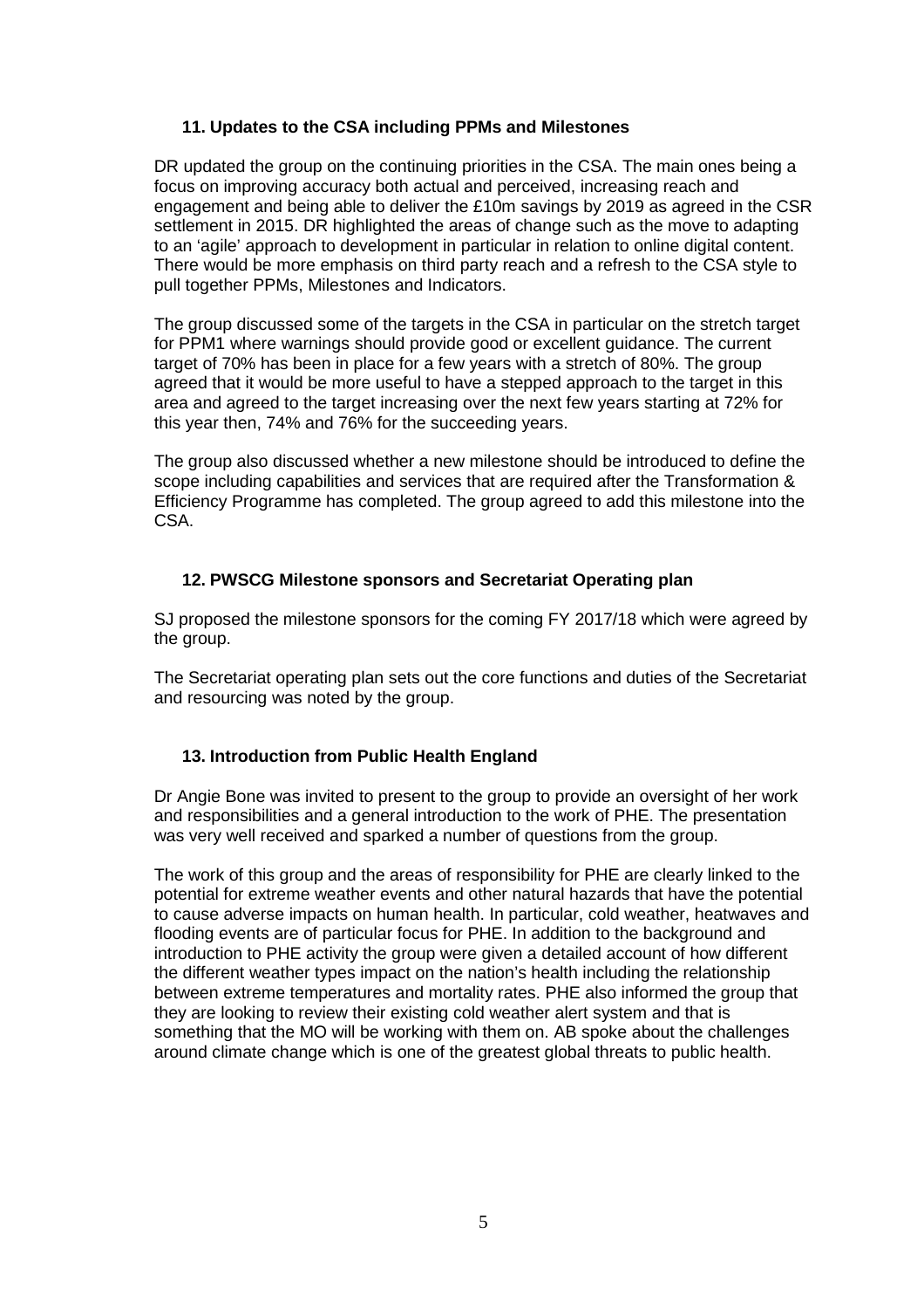### 11. Updates to the CSA including PPMs and Milestones

DR updated the group on the continuing priorities in the CSA. The main ones being a focus on improving accuracy both actual and perceived, increasing reach and engagement and being able to deliver the £10m savings by 2019 as agreed in the CSR settlement in 2015. DR highlighted the areas of change such as the move to adapting to an 'agile' approach to development in particular in relation to online digital content. There would be more emphasis on third party reach and a refresh to the CSA style to pull together PPMs, Milestones and Indicators.

The group discussed some of the targets in the CSA in particular on the stretch target for PPM1 where warnings should provide good or excellent guidance. The current target of 70% has been in place for a few years with a stretch of 80%. The group agreed that it would be more useful to have a stepped approach to the target in this area and agreed to the target increasing over the next few years starting at 72% for this year then, 74% and 76% for the succeeding years.

The group also discussed whether a new milestone should be introduced to define the scope including capabilities and services that are required after the Transformation & Efficiency Programme has completed. The group agreed to add this milestone into the CSA.

### 12. PWSCG Milestone sponsors and Secretariat Operating plan

SJ proposed the milestone sponsors for the coming FY 2017/18 which were agreed by the group.

The Secretariat operating plan sets out the core functions and duties of the Secretariat and resourcing was noted by the group.

### 13. Introduction from Public Health England

Dr Angie Bone was invited to present to the group to provide an oversight of her work and responsibilities and a general introduction to the work of PHE. The presentation was very well received and sparked a number of questions from the group.

The work of this group and the areas of responsibility for PHE are clearly linked to the potential for extreme weather events and other natural hazards that have the potential to cause adverse impacts on human health. In particular, cold weather, heatwaves and flooding events are of particular focus for PHE. In addition to the background and introduction to PHE activity the group were given a detailed account of how different the different weather types impact on the nation's health including the relationship between extreme temperatures and mortality rates. PHE also informed the group that they are looking to review their existing cold weather alert system and that is something that the MO will be working with them on. AB spoke about the challenges around climate change which is one of the greatest global threats to public health.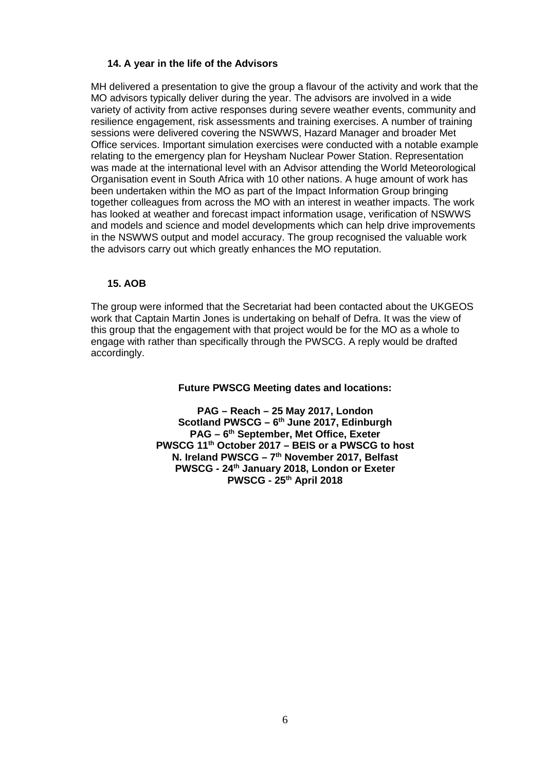### 14. A year in the life of the Advisors

MH delivered a presentation to give the group a flavour of the activity and work that the MO advisors typically deliver during the year. The advisors are involved in a wide variety of activity from active responses during severe weather events, community and resilience engagement, risk assessments and training exercises. A number of training sessions were delivered covering the NSWWS, Hazard Manager and broader Met Office services. Important simulation exercises were conducted with a notable example relating to the emergency plan for Heysham Nuclear Power Station. Representation was made at the international level with an Advisor attending the World Meteorological Organisation event in South Africa with 10 other nations. A huge amount of work has been undertaken within the MO as part of the Impact Information Group bringing together colleagues from across the MO with an interest in weather impacts. The work has looked at weather and forecast impact information usage, verification of NSWWS and models and science and model developments which can help drive improvements in the NSWWS output and model accuracy. The group recognised the valuable work the advisors carry out which greatly enhances the MO reputation.

### 15. AOB

The group were informed that the Secretariat had been contacted about the UKGEOS work that Captain Martin Jones is undertaking on behalf of Defra. It was the view of this group that the engagement with that project would be for the MO as a whole to engage with rather than specifically through the PWSCG. A reply would be drafted accordingly.

**Future PWSCG Meeting dates and locations:**

**PAG – Reach – 25 May 2017, London**
**Scotland PWSCG – 6th June 2017, Edinburgh**
**PAG – 6th September, Met Office, Exeter**
**PWSCG 11th October 2017 – BEIS or a PWSCG to host**
**N. Ireland PWSCG – 7th November 2017, Belfast**
**PWSCG - 24th January 2018, London or Exeter**
**PWSCG - 25th April 2018**